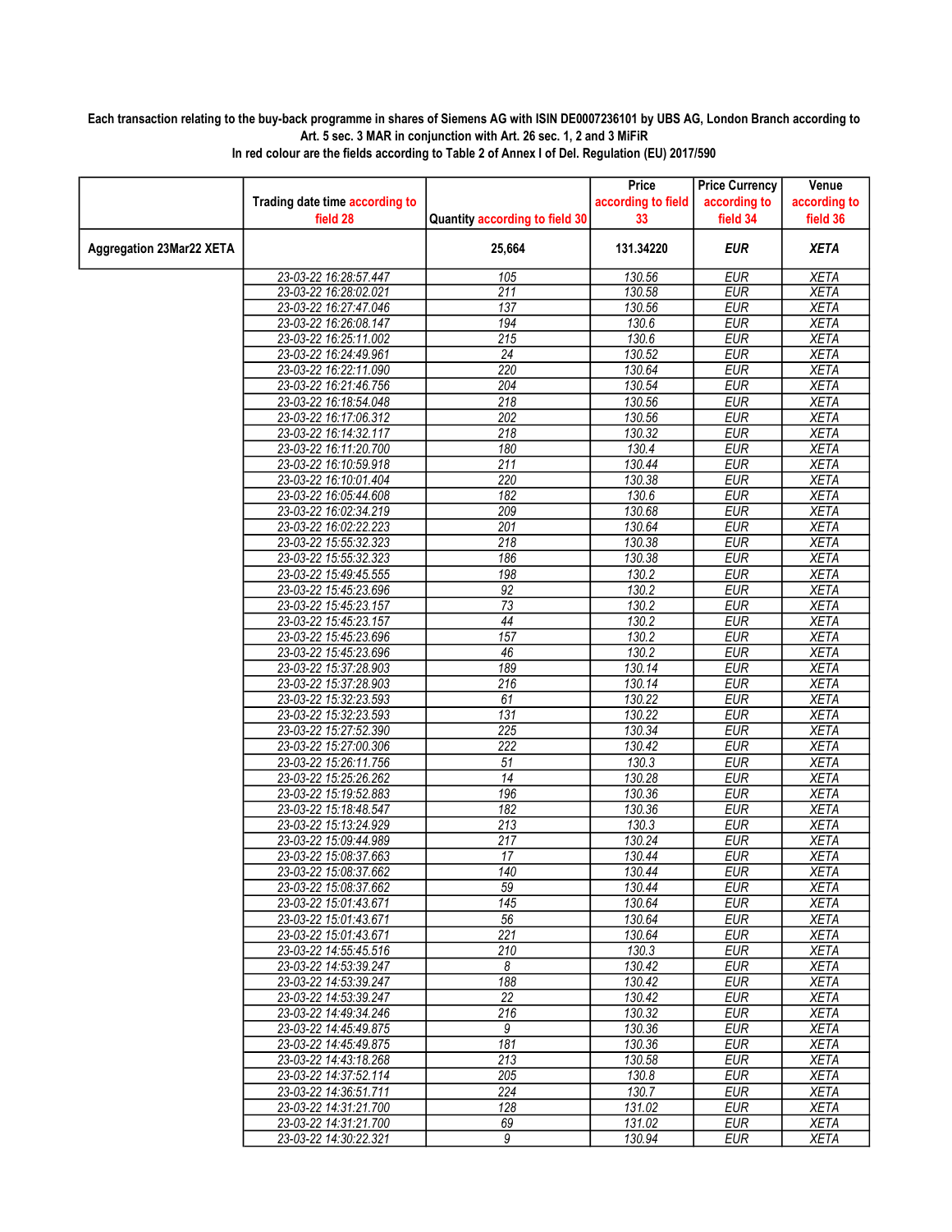**Each transaction relating to the buy-back programme in shares of Siemens AG with ISIN DE0007236101 by UBS AG, London Branch according to Art. 5 sec. 3 MAR in conjunction with Art. 26 sec. 1, 2 and 3 MiFiR**

**In red colour are the fields according to Table 2 of Annex I of Del. Regulation (EU) 2017/590**

| | Trading date time according to field 28 | Quantity according to field 30 | Price according to field 33 | Price Currency according to field 34 | Venue according to field 36 |
|---|---|---|---|---|---|
| **Aggregation 23Mar22 XETA** | | **25,664** | **131.34220** | ***EUR*** | ***XETA*** |
| | 23-03-22 16:28:57.447 | 105 | 130.56 | EUR | XETA |
| | 23-03-22 16:28:02.021 | 211 | 130.58 | EUR | XETA |
| | 23-03-22 16:27:47.046 | 137 | 130.56 | EUR | XETA |
| | 23-03-22 16:26:08.147 | 194 | 130.6 | EUR | XETA |
| | 23-03-22 16:25:11.002 | 215 | 130.6 | EUR | XETA |
| | 23-03-22 16:24:49.961 | 24 | 130.52 | EUR | XETA |
| | 23-03-22 16:22:11.090 | 220 | 130.64 | EUR | XETA |
| | 23-03-22 16:21:46.756 | 204 | 130.54 | EUR | XETA |
| | 23-03-22 16:18:54.048 | 218 | 130.56 | EUR | XETA |
| | 23-03-22 16:17:06.312 | 202 | 130.56 | EUR | XETA |
| | 23-03-22 16:14:32.117 | 218 | 130.32 | EUR | XETA |
| | 23-03-22 16:11:20.700 | 180 | 130.4 | EUR | XETA |
| | 23-03-22 16:10:59.918 | 211 | 130.44 | EUR | XETA |
| | 23-03-22 16:10:01.404 | 220 | 130.38 | EUR | XETA |
| | 23-03-22 16:05:44.608 | 182 | 130.6 | EUR | XETA |
| | 23-03-22 16:02:34.219 | 209 | 130.68 | EUR | XETA |
| | 23-03-22 16:02:22.223 | 201 | 130.64 | EUR | XETA |
| | 23-03-22 15:55:32.323 | 218 | 130.38 | EUR | XETA |
| | 23-03-22 15:55:32.323 | 186 | 130.38 | EUR | XETA |
| | 23-03-22 15:49:45.555 | 198 | 130.2 | EUR | XETA |
| | 23-03-22 15:45:23.696 | 92 | 130.2 | EUR | XETA |
| | 23-03-22 15:45:23.157 | 73 | 130.2 | EUR | XETA |
| | 23-03-22 15:45:23.157 | 44 | 130.2 | EUR | XETA |
| | 23-03-22 15:45:23.696 | 157 | 130.2 | EUR | XETA |
| | 23-03-22 15:45:23.696 | 46 | 130.2 | EUR | XETA |
| | 23-03-22 15:37:28.903 | 189 | 130.14 | EUR | XETA |
| | 23-03-22 15:37:28.903 | 216 | 130.14 | EUR | XETA |
| | 23-03-22 15:32:23.593 | 61 | 130.22 | EUR | XETA |
| | 23-03-22 15:32:23.593 | 131 | 130.22 | EUR | XETA |
| | 23-03-22 15:27:52.390 | 225 | 130.34 | EUR | XETA |
| | 23-03-22 15:27:00.306 | 222 | 130.42 | EUR | XETA |
| | 23-03-22 15:26:11.756 | 51 | 130.3 | EUR | XETA |
| | 23-03-22 15:25:26.262 | 14 | 130.28 | EUR | XETA |
| | 23-03-22 15:19:52.883 | 196 | 130.36 | EUR | XETA |
| | 23-03-22 15:18:48.547 | 182 | 130.36 | EUR | XETA |
| | 23-03-22 15:13:24.929 | 213 | 130.3 | EUR | XETA |
| | 23-03-22 15:09:44.989 | 217 | 130.24 | EUR | XETA |
| | 23-03-22 15:08:37.663 | 17 | 130.44 | EUR | XETA |
| | 23-03-22 15:08:37.662 | 140 | 130.44 | EUR | XETA |
| | 23-03-22 15:08:37.662 | 59 | 130.44 | EUR | XETA |
| | 23-03-22 15:01:43.671 | 145 | 130.64 | EUR | XETA |
| | 23-03-22 15:01:43.671 | 56 | 130.64 | EUR | XETA |
| | 23-03-22 15:01:43.671 | 221 | 130.64 | EUR | XETA |
| | 23-03-22 14:55:45.516 | 210 | 130.3 | EUR | XETA |
| | 23-03-22 14:53:39.247 | 8 | 130.42 | EUR | XETA |
| | 23-03-22 14:53:39.247 | 188 | 130.42 | EUR | XETA |
| | 23-03-22 14:53:39.247 | 22 | 130.42 | EUR | XETA |
| | 23-03-22 14:49:34.246 | 216 | 130.32 | EUR | XETA |
| | 23-03-22 14:45:49.875 | 9 | 130.36 | EUR | XETA |
| | 23-03-22 14:45:49.875 | 181 | 130.36 | EUR | XETA |
| | 23-03-22 14:43:18.268 | 213 | 130.58 | EUR | XETA |
| | 23-03-22 14:37:52.114 | 205 | 130.8 | EUR | XETA |
| | 23-03-22 14:36:51.711 | 224 | 130.7 | EUR | XETA |
| | 23-03-22 14:31:21.700 | 128 | 131.02 | EUR | XETA |
| | 23-03-22 14:31:21.700 | 69 | 131.02 | EUR | XETA |
| | 23-03-22 14:30:22.321 | 9 | 130.94 | EUR | XETA |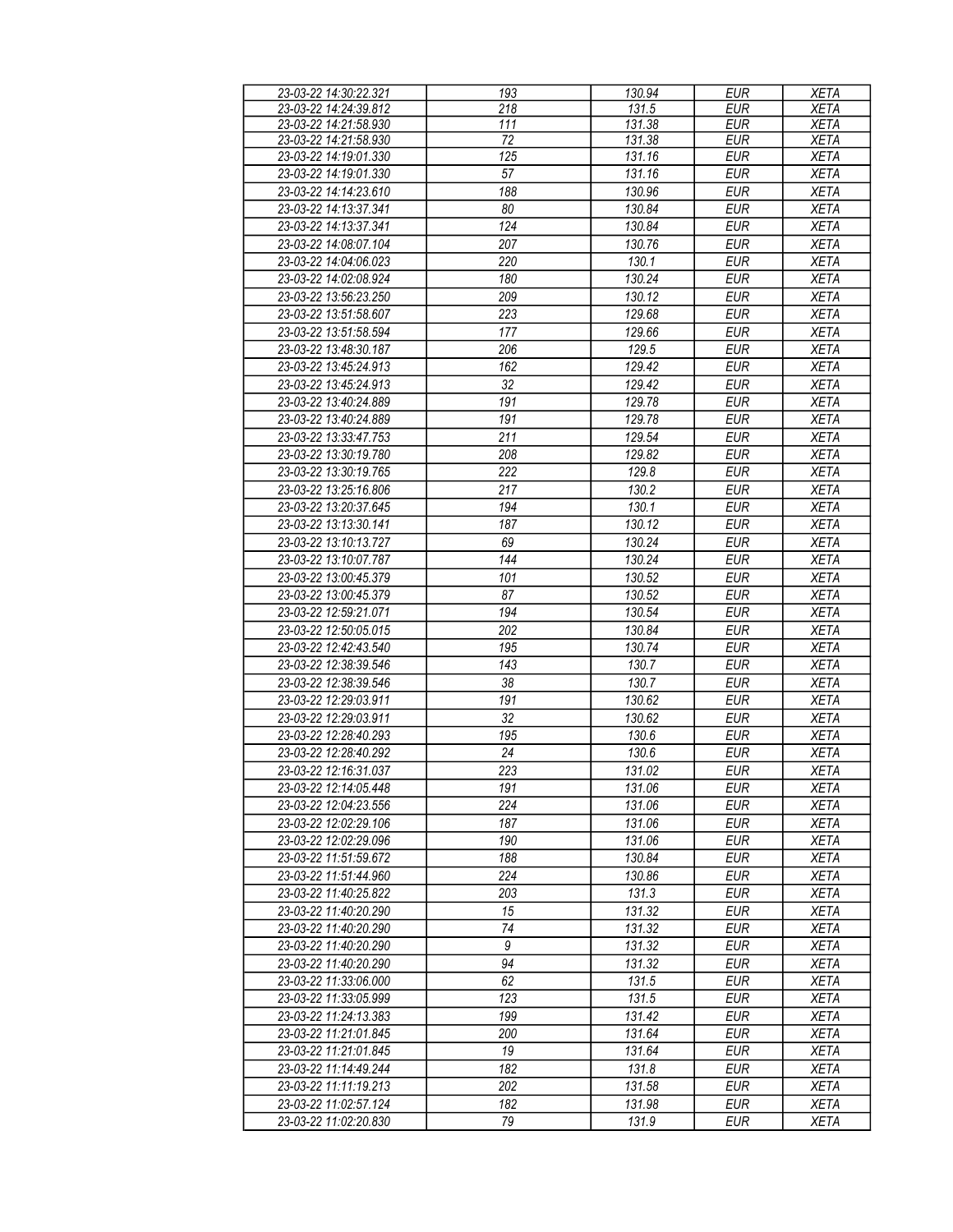| 23-03-22 14:30:22.321 | 193 | 130.94 | EUR | XETA |
|---|---|---|---|---|
| 23-03-22 14:24:39.812 | 218 | 131.5 | EUR | XETA |
| 23-03-22 14:21:58.930 | 111 | 131.38 | EUR | XETA |
| 23-03-22 14:21:58.930 | 72 | 131.38 | EUR | XETA |
| 23-03-22 14:19:01.330 | 125 | 131.16 | EUR | XETA |
| 23-03-22 14:19:01.330 | 57 | 131.16 | EUR | XETA |
| 23-03-22 14:14:23.610 | 188 | 130.96 | EUR | XETA |
| 23-03-22 14:13:37.341 | 80 | 130.84 | EUR | XETA |
| 23-03-22 14:13:37.341 | 124 | 130.84 | EUR | XETA |
| 23-03-22 14:08:07.104 | 207 | 130.76 | EUR | XETA |
| 23-03-22 14:04:06.023 | 220 | 130.1 | EUR | XETA |
| 23-03-22 14:02:08.924 | 180 | 130.24 | EUR | XETA |
| 23-03-22 13:56:23.250 | 209 | 130.12 | EUR | XETA |
| 23-03-22 13:51:58.607 | 223 | 129.68 | EUR | XETA |
| 23-03-22 13:51:58.594 | 177 | 129.66 | EUR | XETA |
| 23-03-22 13:48:30.187 | 206 | 129.5 | EUR | XETA |
| 23-03-22 13:45:24.913 | 162 | 129.42 | EUR | XETA |
| 23-03-22 13:45:24.913 | 32 | 129.42 | EUR | XETA |
| 23-03-22 13:40:24.889 | 191 | 129.78 | EUR | XETA |
| 23-03-22 13:40:24.889 | 191 | 129.78 | EUR | XETA |
| 23-03-22 13:33:47.753 | 211 | 129.54 | EUR | XETA |
| 23-03-22 13:30:19.780 | 208 | 129.82 | EUR | XETA |
| 23-03-22 13:30:19.765 | 222 | 129.8 | EUR | XETA |
| 23-03-22 13:25:16.806 | 217 | 130.2 | EUR | XETA |
| 23-03-22 13:20:37.645 | 194 | 130.1 | EUR | XETA |
| 23-03-22 13:13:30.141 | 187 | 130.12 | EUR | XETA |
| 23-03-22 13:10:13.727 | 69 | 130.24 | EUR | XETA |
| 23-03-22 13:10:07.787 | 144 | 130.24 | EUR | XETA |
| 23-03-22 13:00:45.379 | 101 | 130.52 | EUR | XETA |
| 23-03-22 13:00:45.379 | 87 | 130.52 | EUR | XETA |
| 23-03-22 12:59:21.071 | 194 | 130.54 | EUR | XETA |
| 23-03-22 12:50:05.015 | 202 | 130.84 | EUR | XETA |
| 23-03-22 12:42:43.540 | 195 | 130.74 | EUR | XETA |
| 23-03-22 12:38:39.546 | 143 | 130.7 | EUR | XETA |
| 23-03-22 12:38:39.546 | 38 | 130.7 | EUR | XETA |
| 23-03-22 12:29:03.911 | 191 | 130.62 | EUR | XETA |
| 23-03-22 12:29:03.911 | 32 | 130.62 | EUR | XETA |
| 23-03-22 12:28:40.293 | 195 | 130.6 | EUR | XETA |
| 23-03-22 12:28:40.292 | 24 | 130.6 | EUR | XETA |
| 23-03-22 12:16:31.037 | 223 | 131.02 | EUR | XETA |
| 23-03-22 12:14:05.448 | 191 | 131.06 | EUR | XETA |
| 23-03-22 12:04:23.556 | 224 | 131.06 | EUR | XETA |
| 23-03-22 12:02:29.106 | 187 | 131.06 | EUR | XETA |
| 23-03-22 12:02:29.096 | 190 | 131.06 | EUR | XETA |
| 23-03-22 11:51:59.672 | 188 | 130.84 | EUR | XETA |
| 23-03-22 11:51:44.960 | 224 | 130.86 | EUR | XETA |
| 23-03-22 11:40:25.822 | 203 | 131.3 | EUR | XETA |
| 23-03-22 11:40:20.290 | 15 | 131.32 | EUR | XETA |
| 23-03-22 11:40:20.290 | 74 | 131.32 | EUR | XETA |
| 23-03-22 11:40:20.290 | 9 | 131.32 | EUR | XETA |
| 23-03-22 11:40:20.290 | 94 | 131.32 | EUR | XETA |
| 23-03-22 11:33:06.000 | 62 | 131.5 | EUR | XETA |
| 23-03-22 11:33:05.999 | 123 | 131.5 | EUR | XETA |
| 23-03-22 11:24:13.383 | 199 | 131.42 | EUR | XETA |
| 23-03-22 11:21:01.845 | 200 | 131.64 | EUR | XETA |
| 23-03-22 11:21:01.845 | 19 | 131.64 | EUR | XETA |
| 23-03-22 11:14:49.244 | 182 | 131.8 | EUR | XETA |
| 23-03-22 11:11:19.213 | 202 | 131.58 | EUR | XETA |
| 23-03-22 11:02:57.124 | 182 | 131.98 | EUR | XETA |
| 23-03-22 11:02:20.830 | 79 | 131.9 | EUR | XETA |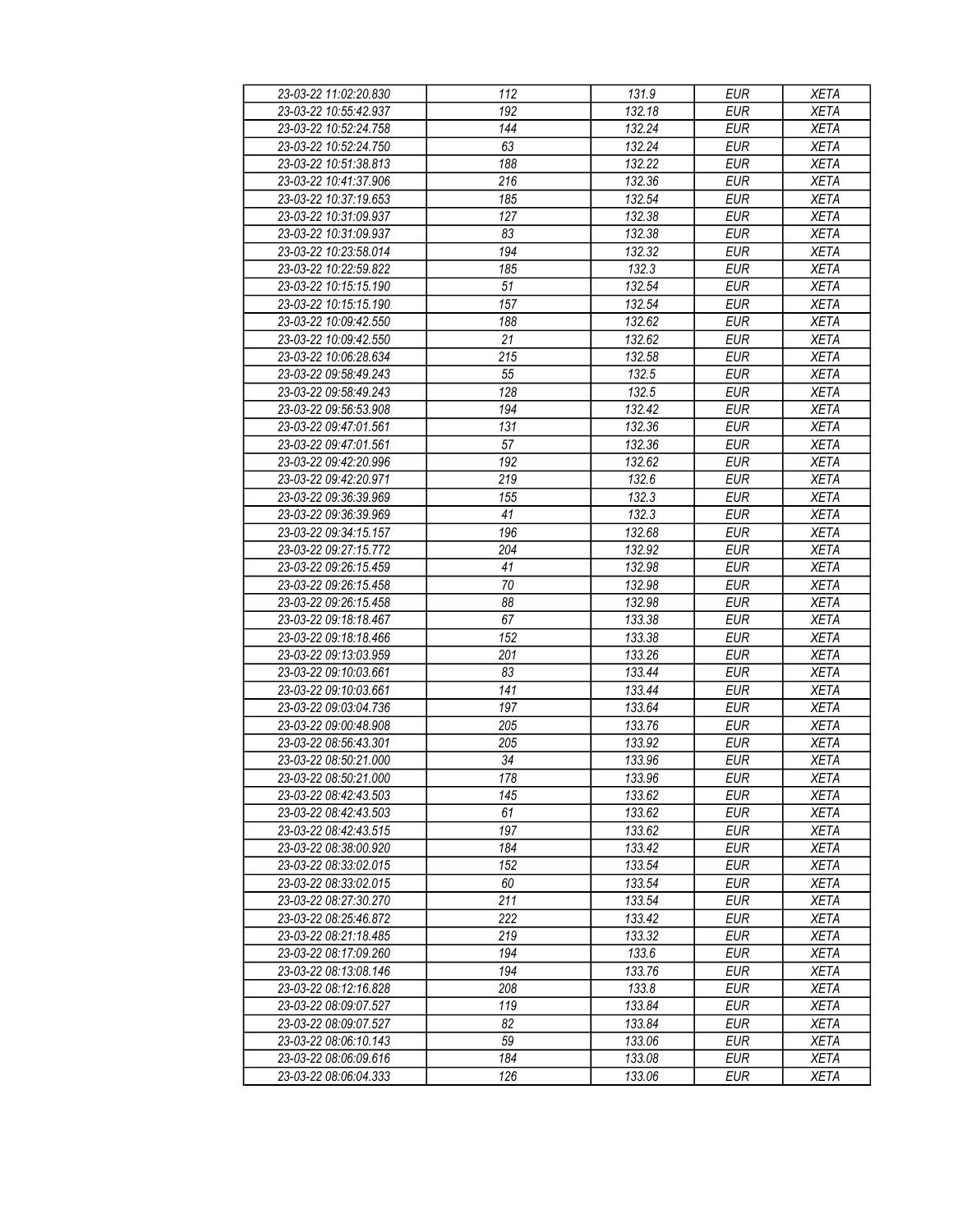| 23-03-22 11:02:20.830 | 112 | 131.9 | EUR | XETA |
|---|---|---|---|---|
| 23-03-22 10:55:42.937 | 192 | 132.18 | EUR | XETA |
| 23-03-22 10:52:24.758 | 144 | 132.24 | EUR | XETA |
| 23-03-22 10:52:24.750 | 63 | 132.24 | EUR | XETA |
| 23-03-22 10:51:38.813 | 188 | 132.22 | EUR | XETA |
| 23-03-22 10:41:37.906 | 216 | 132.36 | EUR | XETA |
| 23-03-22 10:37:19.653 | 185 | 132.54 | EUR | XETA |
| 23-03-22 10:31:09.937 | 127 | 132.38 | EUR | XETA |
| 23-03-22 10:31:09.937 | 83 | 132.38 | EUR | XETA |
| 23-03-22 10:23:58.014 | 194 | 132.32 | EUR | XETA |
| 23-03-22 10:22:59.822 | 185 | 132.3 | EUR | XETA |
| 23-03-22 10:15:15.190 | 51 | 132.54 | EUR | XETA |
| 23-03-22 10:15:15.190 | 157 | 132.54 | EUR | XETA |
| 23-03-22 10:09:42.550 | 188 | 132.62 | EUR | XETA |
| 23-03-22 10:09:42.550 | 21 | 132.62 | EUR | XETA |
| 23-03-22 10:06:28.634 | 215 | 132.58 | EUR | XETA |
| 23-03-22 09:58:49.243 | 55 | 132.5 | EUR | XETA |
| 23-03-22 09:58:49.243 | 128 | 132.5 | EUR | XETA |
| 23-03-22 09:56:53.908 | 194 | 132.42 | EUR | XETA |
| 23-03-22 09:47:01.561 | 131 | 132.36 | EUR | XETA |
| 23-03-22 09:47:01.561 | 57 | 132.36 | EUR | XETA |
| 23-03-22 09:42:20.996 | 192 | 132.62 | EUR | XETA |
| 23-03-22 09:42:20.971 | 219 | 132.6 | EUR | XETA |
| 23-03-22 09:36:39.969 | 155 | 132.3 | EUR | XETA |
| 23-03-22 09:36:39.969 | 41 | 132.3 | EUR | XETA |
| 23-03-22 09:34:15.157 | 196 | 132.68 | EUR | XETA |
| 23-03-22 09:27:15.772 | 204 | 132.92 | EUR | XETA |
| 23-03-22 09:26:15.459 | 41 | 132.98 | EUR | XETA |
| 23-03-22 09:26:15.458 | 70 | 132.98 | EUR | XETA |
| 23-03-22 09:26:15.458 | 88 | 132.98 | EUR | XETA |
| 23-03-22 09:18:18.467 | 67 | 133.38 | EUR | XETA |
| 23-03-22 09:18:18.466 | 152 | 133.38 | EUR | XETA |
| 23-03-22 09:13:03.959 | 201 | 133.26 | EUR | XETA |
| 23-03-22 09:10:03.661 | 83 | 133.44 | EUR | XETA |
| 23-03-22 09:10:03.661 | 141 | 133.44 | EUR | XETA |
| 23-03-22 09:03:04.736 | 197 | 133.64 | EUR | XETA |
| 23-03-22 09:00:48.908 | 205 | 133.76 | EUR | XETA |
| 23-03-22 08:56:43.301 | 205 | 133.92 | EUR | XETA |
| 23-03-22 08:50:21.000 | 34 | 133.96 | EUR | XETA |
| 23-03-22 08:50:21.000 | 178 | 133.96 | EUR | XETA |
| 23-03-22 08:42:43.503 | 145 | 133.62 | EUR | XETA |
| 23-03-22 08:42:43.503 | 61 | 133.62 | EUR | XETA |
| 23-03-22 08:42:43.515 | 197 | 133.62 | EUR | XETA |
| 23-03-22 08:38:00.920 | 184 | 133.42 | EUR | XETA |
| 23-03-22 08:33:02.015 | 152 | 133.54 | EUR | XETA |
| 23-03-22 08:33:02.015 | 60 | 133.54 | EUR | XETA |
| 23-03-22 08:27:30.270 | 211 | 133.54 | EUR | XETA |
| 23-03-22 08:25:46.872 | 222 | 133.42 | EUR | XETA |
| 23-03-22 08:21:18.485 | 219 | 133.32 | EUR | XETA |
| 23-03-22 08:17:09.260 | 194 | 133.6 | EUR | XETA |
| 23-03-22 08:13:08.146 | 194 | 133.76 | EUR | XETA |
| 23-03-22 08:12:16.828 | 208 | 133.8 | EUR | XETA |
| 23-03-22 08:09:07.527 | 119 | 133.84 | EUR | XETA |
| 23-03-22 08:09:07.527 | 82 | 133.84 | EUR | XETA |
| 23-03-22 08:06:10.143 | 59 | 133.06 | EUR | XETA |
| 23-03-22 08:06:09.616 | 184 | 133.08 | EUR | XETA |
| 23-03-22 08:06:04.333 | 126 | 133.06 | EUR | XETA |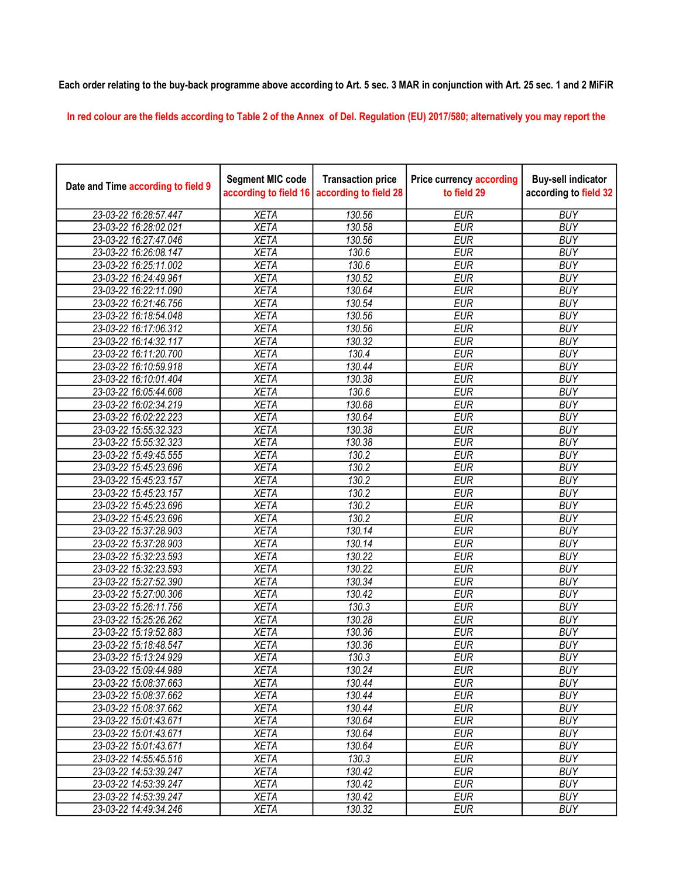Each order relating to the buy-back programme above according to Art. 5 sec. 3 MAR in conjunction with Art. 25 sec. 1 and 2 MiFiR

In red colour are the fields according to Table 2 of the Annex of Del. Regulation (EU) 2017/580; alternatively you may report the

| Date and Time according to field 9 | Segment MIC code according to field 16 | Transaction price according to field 28 | Price currency according to field 29 | Buy-sell indicator according to field 32 |
|---|---|---|---|---|
| 23-03-22 16:28:57.447 | XETA | 130.56 | EUR | BUY |
| 23-03-22 16:28:02.021 | XETA | 130.58 | EUR | BUY |
| 23-03-22 16:27:47.046 | XETA | 130.56 | EUR | BUY |
| 23-03-22 16:26:08.147 | XETA | 130.6 | EUR | BUY |
| 23-03-22 16:25:11.002 | XETA | 130.6 | EUR | BUY |
| 23-03-22 16:24:49.961 | XETA | 130.52 | EUR | BUY |
| 23-03-22 16:22:11.090 | XETA | 130.64 | EUR | BUY |
| 23-03-22 16:21:46.756 | XETA | 130.54 | EUR | BUY |
| 23-03-22 16:18:54.048 | XETA | 130.56 | EUR | BUY |
| 23-03-22 16:17:06.312 | XETA | 130.56 | EUR | BUY |
| 23-03-22 16:14:32.117 | XETA | 130.32 | EUR | BUY |
| 23-03-22 16:11:20.700 | XETA | 130.4 | EUR | BUY |
| 23-03-22 16:10:59.918 | XETA | 130.44 | EUR | BUY |
| 23-03-22 16:10:01.404 | XETA | 130.38 | EUR | BUY |
| 23-03-22 16:05:44.608 | XETA | 130.6 | EUR | BUY |
| 23-03-22 16:02:34.219 | XETA | 130.68 | EUR | BUY |
| 23-03-22 16:02:22.223 | XETA | 130.64 | EUR | BUY |
| 23-03-22 15:55:32.323 | XETA | 130.38 | EUR | BUY |
| 23-03-22 15:55:32.323 | XETA | 130.38 | EUR | BUY |
| 23-03-22 15:49:45.555 | XETA | 130.2 | EUR | BUY |
| 23-03-22 15:45:23.696 | XETA | 130.2 | EUR | BUY |
| 23-03-22 15:45:23.157 | XETA | 130.2 | EUR | BUY |
| 23-03-22 15:45:23.157 | XETA | 130.2 | EUR | BUY |
| 23-03-22 15:45:23.696 | XETA | 130.2 | EUR | BUY |
| 23-03-22 15:45:23.696 | XETA | 130.2 | EUR | BUY |
| 23-03-22 15:37:28.903 | XETA | 130.14 | EUR | BUY |
| 23-03-22 15:37:28.903 | XETA | 130.14 | EUR | BUY |
| 23-03-22 15:32:23.593 | XETA | 130.22 | EUR | BUY |
| 23-03-22 15:32:23.593 | XETA | 130.22 | EUR | BUY |
| 23-03-22 15:27:52.390 | XETA | 130.34 | EUR | BUY |
| 23-03-22 15:27:00.306 | XETA | 130.42 | EUR | BUY |
| 23-03-22 15:26:11.756 | XETA | 130.3 | EUR | BUY |
| 23-03-22 15:25:26.262 | XETA | 130.28 | EUR | BUY |
| 23-03-22 15:19:52.883 | XETA | 130.36 | EUR | BUY |
| 23-03-22 15:18:48.547 | XETA | 130.36 | EUR | BUY |
| 23-03-22 15:13:24.929 | XETA | 130.3 | EUR | BUY |
| 23-03-22 15:09:44.989 | XETA | 130.24 | EUR | BUY |
| 23-03-22 15:08:37.663 | XETA | 130.44 | EUR | BUY |
| 23-03-22 15:08:37.662 | XETA | 130.44 | EUR | BUY |
| 23-03-22 15:08:37.662 | XETA | 130.44 | EUR | BUY |
| 23-03-22 15:01:43.671 | XETA | 130.64 | EUR | BUY |
| 23-03-22 15:01:43.671 | XETA | 130.64 | EUR | BUY |
| 23-03-22 15:01:43.671 | XETA | 130.64 | EUR | BUY |
| 23-03-22 14:55:45.516 | XETA | 130.3 | EUR | BUY |
| 23-03-22 14:53:39.247 | XETA | 130.42 | EUR | BUY |
| 23-03-22 14:53:39.247 | XETA | 130.42 | EUR | BUY |
| 23-03-22 14:53:39.247 | XETA | 130.42 | EUR | BUY |
| 23-03-22 14:49:34.246 | XETA | 130.32 | EUR | BUY |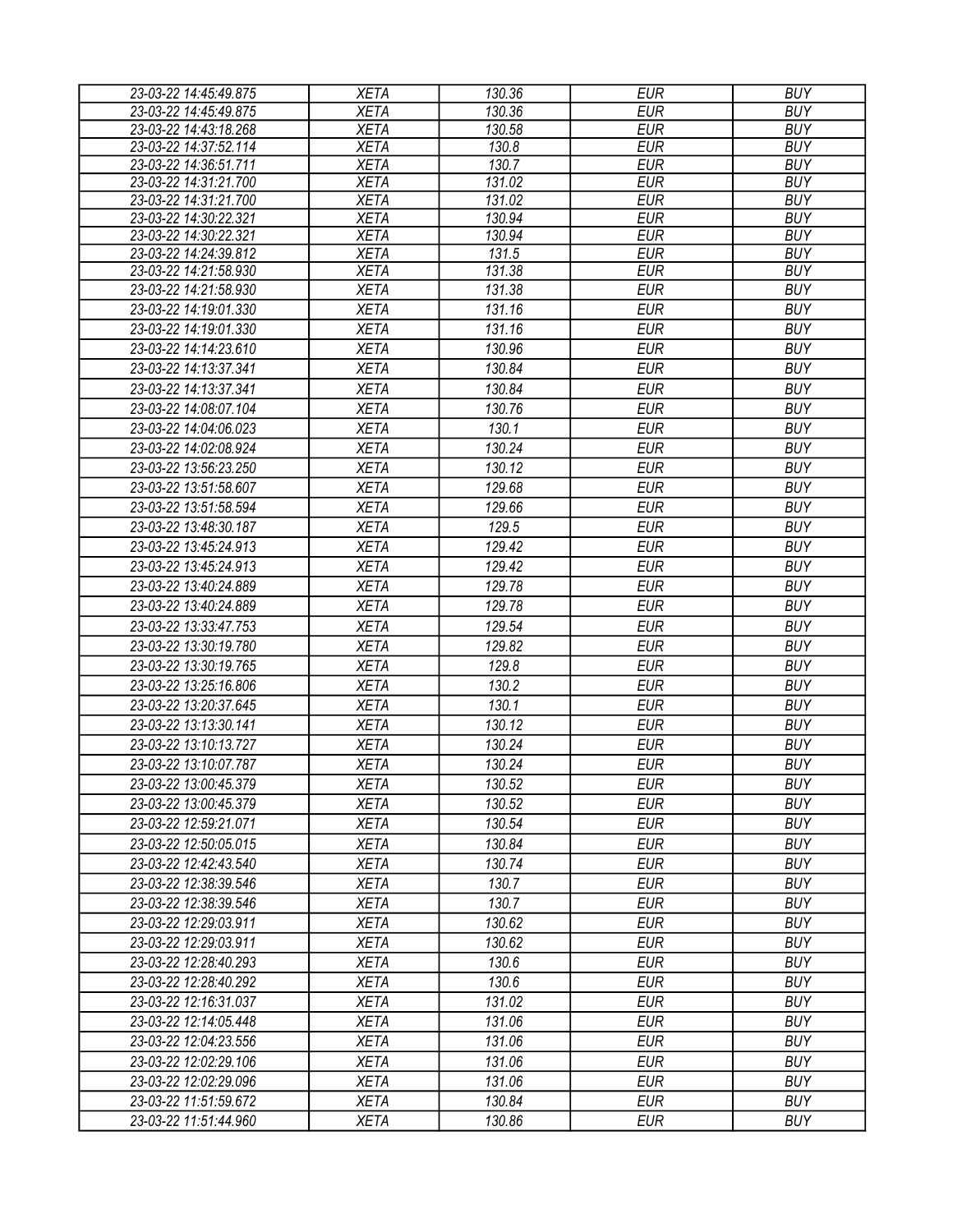| 23-03-22 14:45:49.875 | XETA | 130.36 | EUR | BUY |
|---|---|---|---|---|
| 23-03-22 14:45:49.875 | XETA | 130.36 | EUR | BUY |
| 23-03-22 14:43:18.268 | XETA | 130.58 | EUR | BUY |
| 23-03-22 14:37:52.114 | XETA | 130.8 | EUR | BUY |
| 23-03-22 14:36:51.711 | XETA | 130.7 | EUR | BUY |
| 23-03-22 14:31:21.700 | XETA | 131.02 | EUR | BUY |
| 23-03-22 14:31:21.700 | XETA | 131.02 | EUR | BUY |
| 23-03-22 14:30:22.321 | XETA | 130.94 | EUR | BUY |
| 23-03-22 14:30:22.321 | XETA | 130.94 | EUR | BUY |
| 23-03-22 14:24:39.812 | XETA | 131.5 | EUR | BUY |
| 23-03-22 14:21:58.930 | XETA | 131.38 | EUR | BUY |
| 23-03-22 14:21:58.930 | XETA | 131.38 | EUR | BUY |
| 23-03-22 14:19:01.330 | XETA | 131.16 | EUR | BUY |
| 23-03-22 14:19:01.330 | XETA | 131.16 | EUR | BUY |
| 23-03-22 14:14:23.610 | XETA | 130.96 | EUR | BUY |
| 23-03-22 14:13:37.341 | XETA | 130.84 | EUR | BUY |
| 23-03-22 14:13:37.341 | XETA | 130.84 | EUR | BUY |
| 23-03-22 14:08:07.104 | XETA | 130.76 | EUR | BUY |
| 23-03-22 14:04:06.023 | XETA | 130.1 | EUR | BUY |
| 23-03-22 14:02:08.924 | XETA | 130.24 | EUR | BUY |
| 23-03-22 13:56:23.250 | XETA | 130.12 | EUR | BUY |
| 23-03-22 13:51:58.607 | XETA | 129.68 | EUR | BUY |
| 23-03-22 13:51:58.594 | XETA | 129.66 | EUR | BUY |
| 23-03-22 13:48:30.187 | XETA | 129.5 | EUR | BUY |
| 23-03-22 13:45:24.913 | XETA | 129.42 | EUR | BUY |
| 23-03-22 13:45:24.913 | XETA | 129.42 | EUR | BUY |
| 23-03-22 13:40:24.889 | XETA | 129.78 | EUR | BUY |
| 23-03-22 13:40:24.889 | XETA | 129.78 | EUR | BUY |
| 23-03-22 13:33:47.753 | XETA | 129.54 | EUR | BUY |
| 23-03-22 13:30:19.780 | XETA | 129.82 | EUR | BUY |
| 23-03-22 13:30:19.765 | XETA | 129.8 | EUR | BUY |
| 23-03-22 13:25:16.806 | XETA | 130.2 | EUR | BUY |
| 23-03-22 13:20:37.645 | XETA | 130.1 | EUR | BUY |
| 23-03-22 13:13:30.141 | XETA | 130.12 | EUR | BUY |
| 23-03-22 13:10:13.727 | XETA | 130.24 | EUR | BUY |
| 23-03-22 13:10:07.787 | XETA | 130.24 | EUR | BUY |
| 23-03-22 13:00:45.379 | XETA | 130.52 | EUR | BUY |
| 23-03-22 13:00:45.379 | XETA | 130.52 | EUR | BUY |
| 23-03-22 12:59:21.071 | XETA | 130.54 | EUR | BUY |
| 23-03-22 12:50:05.015 | XETA | 130.84 | EUR | BUY |
| 23-03-22 12:42:43.540 | XETA | 130.74 | EUR | BUY |
| 23-03-22 12:38:39.546 | XETA | 130.7 | EUR | BUY |
| 23-03-22 12:38:39.546 | XETA | 130.7 | EUR | BUY |
| 23-03-22 12:29:03.911 | XETA | 130.62 | EUR | BUY |
| 23-03-22 12:29:03.911 | XETA | 130.62 | EUR | BUY |
| 23-03-22 12:28:40.293 | XETA | 130.6 | EUR | BUY |
| 23-03-22 12:28:40.292 | XETA | 130.6 | EUR | BUY |
| 23-03-22 12:16:31.037 | XETA | 131.02 | EUR | BUY |
| 23-03-22 12:14:05.448 | XETA | 131.06 | EUR | BUY |
| 23-03-22 12:04:23.556 | XETA | 131.06 | EUR | BUY |
| 23-03-22 12:02:29.106 | XETA | 131.06 | EUR | BUY |
| 23-03-22 12:02:29.096 | XETA | 131.06 | EUR | BUY |
| 23-03-22 11:51:59.672 | XETA | 130.84 | EUR | BUY |
| 23-03-22 11:51:44.960 | XETA | 130.86 | EUR | BUY |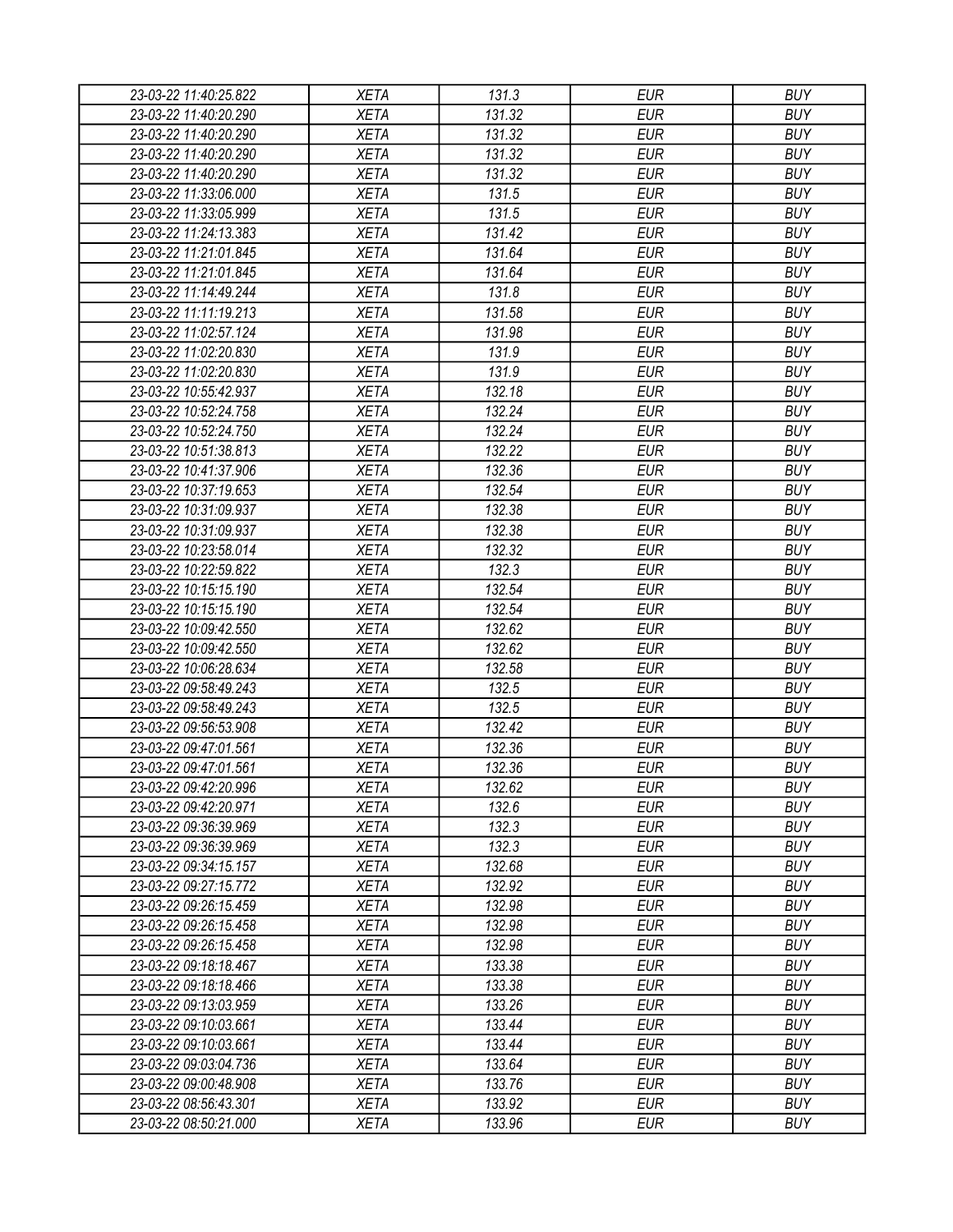| 23-03-22 11:40:25.822 | XETA | 131.3 | EUR | BUY |
|---|---|---|---|---|
| 23-03-22 11:40:20.290 | XETA | 131.32 | EUR | BUY |
| 23-03-22 11:40:20.290 | XETA | 131.32 | EUR | BUY |
| 23-03-22 11:40:20.290 | XETA | 131.32 | EUR | BUY |
| 23-03-22 11:40:20.290 | XETA | 131.32 | EUR | BUY |
| 23-03-22 11:33:06.000 | XETA | 131.5 | EUR | BUY |
| 23-03-22 11:33:05.999 | XETA | 131.5 | EUR | BUY |
| 23-03-22 11:24:13.383 | XETA | 131.42 | EUR | BUY |
| 23-03-22 11:21:01.845 | XETA | 131.64 | EUR | BUY |
| 23-03-22 11:21:01.845 | XETA | 131.64 | EUR | BUY |
| 23-03-22 11:14:49.244 | XETA | 131.8 | EUR | BUY |
| 23-03-22 11:11:19.213 | XETA | 131.58 | EUR | BUY |
| 23-03-22 11:02:57.124 | XETA | 131.98 | EUR | BUY |
| 23-03-22 11:02:20.830 | XETA | 131.9 | EUR | BUY |
| 23-03-22 11:02:20.830 | XETA | 131.9 | EUR | BUY |
| 23-03-22 10:55:42.937 | XETA | 132.18 | EUR | BUY |
| 23-03-22 10:52:24.758 | XETA | 132.24 | EUR | BUY |
| 23-03-22 10:52:24.750 | XETA | 132.24 | EUR | BUY |
| 23-03-22 10:51:38.813 | XETA | 132.22 | EUR | BUY |
| 23-03-22 10:41:37.906 | XETA | 132.36 | EUR | BUY |
| 23-03-22 10:37:19.653 | XETA | 132.54 | EUR | BUY |
| 23-03-22 10:31:09.937 | XETA | 132.38 | EUR | BUY |
| 23-03-22 10:31:09.937 | XETA | 132.38 | EUR | BUY |
| 23-03-22 10:23:58.014 | XETA | 132.32 | EUR | BUY |
| 23-03-22 10:22:59.822 | XETA | 132.3 | EUR | BUY |
| 23-03-22 10:15:15.190 | XETA | 132.54 | EUR | BUY |
| 23-03-22 10:15:15.190 | XETA | 132.54 | EUR | BUY |
| 23-03-22 10:09:42.550 | XETA | 132.62 | EUR | BUY |
| 23-03-22 10:09:42.550 | XETA | 132.62 | EUR | BUY |
| 23-03-22 10:06:28.634 | XETA | 132.58 | EUR | BUY |
| 23-03-22 09:58:49.243 | XETA | 132.5 | EUR | BUY |
| 23-03-22 09:58:49.243 | XETA | 132.5 | EUR | BUY |
| 23-03-22 09:56:53.908 | XETA | 132.42 | EUR | BUY |
| 23-03-22 09:47:01.561 | XETA | 132.36 | EUR | BUY |
| 23-03-22 09:47:01.561 | XETA | 132.36 | EUR | BUY |
| 23-03-22 09:42:20.996 | XETA | 132.62 | EUR | BUY |
| 23-03-22 09:42:20.971 | XETA | 132.6 | EUR | BUY |
| 23-03-22 09:36:39.969 | XETA | 132.3 | EUR | BUY |
| 23-03-22 09:36:39.969 | XETA | 132.3 | EUR | BUY |
| 23-03-22 09:34:15.157 | XETA | 132.68 | EUR | BUY |
| 23-03-22 09:27:15.772 | XETA | 132.92 | EUR | BUY |
| 23-03-22 09:26:15.459 | XETA | 132.98 | EUR | BUY |
| 23-03-22 09:26:15.458 | XETA | 132.98 | EUR | BUY |
| 23-03-22 09:26:15.458 | XETA | 132.98 | EUR | BUY |
| 23-03-22 09:18:18.467 | XETA | 133.38 | EUR | BUY |
| 23-03-22 09:18:18.466 | XETA | 133.38 | EUR | BUY |
| 23-03-22 09:13:03.959 | XETA | 133.26 | EUR | BUY |
| 23-03-22 09:10:03.661 | XETA | 133.44 | EUR | BUY |
| 23-03-22 09:10:03.661 | XETA | 133.44 | EUR | BUY |
| 23-03-22 09:03:04.736 | XETA | 133.64 | EUR | BUY |
| 23-03-22 09:00:48.908 | XETA | 133.76 | EUR | BUY |
| 23-03-22 08:56:43.301 | XETA | 133.92 | EUR | BUY |
| 23-03-22 08:50:21.000 | XETA | 133.96 | EUR | BUY |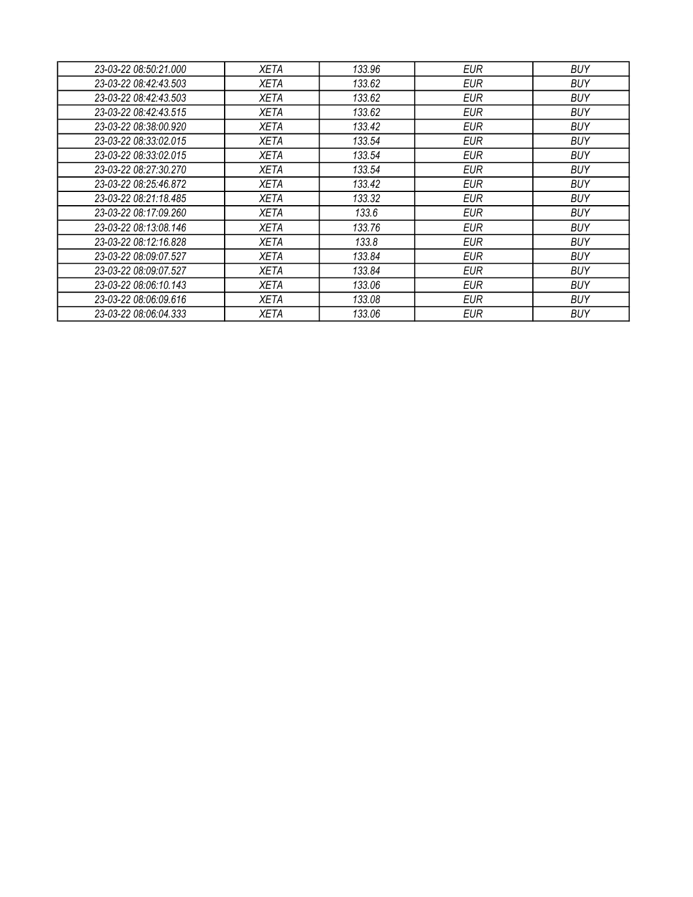| | | | | |
|---|---|---|---|---|
| *23-03-22 08:50:21.000* | *XETA* | *133.96* | *EUR* | *BUY* |
| *23-03-22 08:42:43.503* | *XETA* | *133.62* | *EUR* | *BUY* |
| *23-03-22 08:42:43.503* | *XETA* | *133.62* | *EUR* | *BUY* |
| *23-03-22 08:42:43.515* | *XETA* | *133.62* | *EUR* | *BUY* |
| *23-03-22 08:38:00.920* | *XETA* | *133.42* | *EUR* | *BUY* |
| *23-03-22 08:33:02.015* | *XETA* | *133.54* | *EUR* | *BUY* |
| *23-03-22 08:33:02.015* | *XETA* | *133.54* | *EUR* | *BUY* |
| *23-03-22 08:27:30.270* | *XETA* | *133.54* | *EUR* | *BUY* |
| *23-03-22 08:25:46.872* | *XETA* | *133.42* | *EUR* | *BUY* |
| *23-03-22 08:21:18.485* | *XETA* | *133.32* | *EUR* | *BUY* |
| *23-03-22 08:17:09.260* | *XETA* | *133.6* | *EUR* | *BUY* |
| *23-03-22 08:13:08.146* | *XETA* | *133.76* | *EUR* | *BUY* |
| *23-03-22 08:12:16.828* | *XETA* | *133.8* | *EUR* | *BUY* |
| *23-03-22 08:09:07.527* | *XETA* | *133.84* | *EUR* | *BUY* |
| *23-03-22 08:09:07.527* | *XETA* | *133.84* | *EUR* | *BUY* |
| *23-03-22 08:06:10.143* | *XETA* | *133.06* | *EUR* | *BUY* |
| *23-03-22 08:06:09.616* | *XETA* | *133.08* | *EUR* | *BUY* |
| *23-03-22 08:06:04.333* | *XETA* | *133.06* | *EUR* | *BUY* |